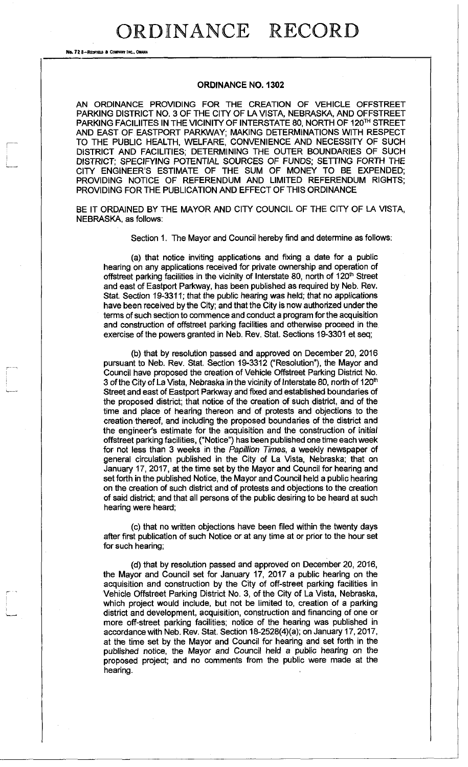# ORDINANCE RECORD

No. 72 8—REDFIELD & COMPANY INC., OMAHA

## ORDINANCE NO. 1302

AN ORDINANCE PROVIDING FOR THE CREATION OF VEHICLE OFFSTREET PARKING DISTRICT NO. 3 OF THE CITY OF LA VISTA, NEBRASKA, AND OFFSTREET PARKING FACILIITES IN THE VICINITY OF INTERSTATE 80, NORTH OF 120TH STREET AND EAST OF EASTPORT PARKWAY; MAKING DETERMINATIONS WITH RESPECT TO THE PUBLIC HEALTH, WELFARE, CONVENIENCE AND NECESSITY OF SUCH DISTRICT AND FACILITIES; DETERMINING THE OUTER BOUNDARIES OF SUCH DISTRICT; SPECIFYING POTENTIAL SOURCES OF FUNDS; SETTING FORTH THE CITY ENGINEER'S ESTIMATE OF THE SUM OF MONEY TO BE EXPENDED; PROVIDING NOTICE OF REFERENDUM AND LIMITED REFERENDUM RIGHTS; PROVIDING FOR THE PUBLICATION AND EFFECT OF THIS ORDINANCE

BE IT ORDAINED BY THE MAYOR AND CITY COUNCIL OF THE CITY OF LA VISTA, NEBRASKA, as follows:

Section 1. The Mayor and Council hereby find and determine as follows:

(a) that notice inviting applications and fixing a date for a public hearing on any applications received for private ownership and operation of offstreet parking facilities in the vicinity of Interstate 80, north of 120th Street and east of Eastport Parkway, has been published as required by Neb. Rev. Stat. Section 19-3311; that the public hearing was held; that no applications have been received by the City; and that the City is now authorized under the terms of such section to commence and conduct a program for the acquisition and construction of offstreet parking facilities and otherwise proceed in the exercise of the powers granted in Neb. Rev. Stat. Sections 19-3301 et seq;

(b) that by resolution passed and approved on December 20, 2016 pursuant to Neb. Rev. Stat. Section 19-3312 ("Resolution"), the Mayor and Council have proposed the creation of Vehicle Offstreet Parking District No. 3 of the City of La Vista, Nebraska in the vicinity of Interstate 80, north of 120th Street and east of Eastport Parkway and fixed and established boundaries of the proposed district; that notice of the creation of such district, and of the time and place of hearing thereon and of protests and objections to the creation thereof, and including the proposed boundaries of the district and the engineer's estimate for the acquisition and the construction of initial offstreet parking facilities, ("Notice") has been published one time each week for not less than 3 weeks in the *Papillion Times*, a weekly newspaper of general circulation published in the City of La Vista, Nebraska; that on January 17, 2017, at the time set by the Mayor and Council for hearing and set forth in the published Notice, the Mayor and Council held a public hearing on the creation of such district and of protests and objections to the creation of said district; and that all persons of the public desiring to be heard at such hearing were heard;

(c) that no written objections have been filed within the twenty days after first publication of such Notice or at any time at or prior to the hour set for such hearing;

(d) that by resolution passed and approved on December 20, 2016, the Mayor and Council set for January 17, 2017 a public hearing on the acquisition and construction by the City of off-street parking facilities in Vehicle Offstreet Parking District No. 3, of the City of La Vista, Nebraska, which project would include, but not be limited to, creation of a parking district and development, acquisition, construction and financing of one or more off-street parking facilities; notice of the hearing was published in accordance with Neb. Rev. Stat. Section 18-2528(4)(a); on January 17, 2017, at the time set by the Mayor and Council for hearing and set forth in the published notice, the Mayor and Council held a public hearing on the proposed project; and no comments from the public were made at the hearing.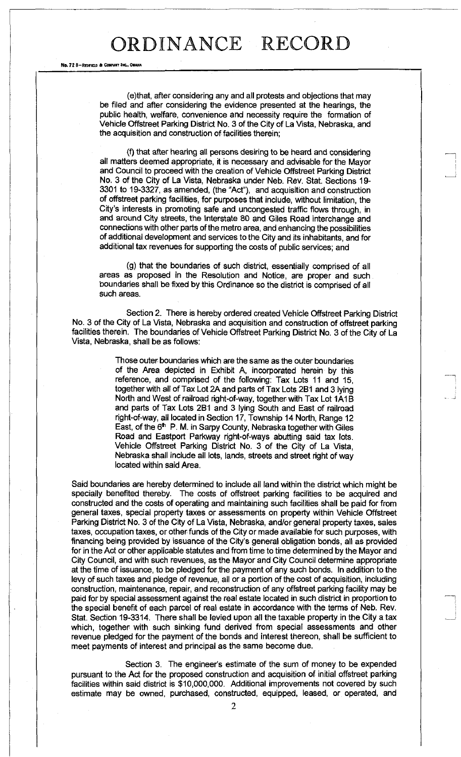(e)that, after considering any and all protests and objections that may be filed and after considering the evidence presented at the hearings, the public health, welfare, convenience and necessity require the formation of Vehicle Offstreet Parking District No. 3 of the City of La Vista, Nebraska, and the acquisition and construction of facilities therein;

(f) that after hearing all persons desiring to be heard and considering all matters deemed appropriate, it is necessary and advisable for the Mayor and Council to proceed with the creation of Vehicle Offstreet Parking District No. 3 of the City of La Vista, Nebraska under Neb. Rev. Stat. Sections 19-3301 to 19-3327, as amended, (the "Act"), and acquisition and construction of offstreet parking facilities, for purposes that include, without limitation, the City's interests in promoting safe and uncongested traffic flows through, in and around City streets, the Interstate 80 and Giles Road interchange and connections with other parts of the metro area, and enhancing the possibilities of additional development and services to the City and its inhabitants, and for additional tax revenues for supporting the costs of public services; and

(g) that the boundaries of such district, essentially comprised of all areas as proposed in the Resolution and Notice, are proper and such boundaries shall be fixed by this Ordinance so the district is comprised of all such areas.

Section 2. There is hereby ordered created Vehicle Offstreet Parking District No. 3 of the City of La Vista, Nebraska and acquisition and construction of offstreet parking facilities therein. The boundaries of Vehicle Offstreet Parking District No. 3 of the City of La Vista, Nebraska, shall be as follows:

> Those outer boundaries which are the same as the outer boundaries of the Area depicted in Exhibit A, incorporated herein by this reference, and comprised of the following: Tax Lots 11 and 15, together with all of Tax Lot 2A and parts of Tax Lots 2B1 and 3 lying North and West of railroad right-of-way, together with Tax Lot 1A1B and parts of Tax Lots 2B1 and 3 lying South and East of railroad right-of-way, all located in Section 17, Township 14 North, Range 12 East, of the 6th P. M. in Sarpy County, Nebraska together with Giles Road and Eastport Parkway right-of-ways abutting said tax lots. Vehicle Offstreet Parking District No. 3 of the City of La Vista, Nebraska shall include all lots, lands, streets and street right of way located within said Area.

Said boundaries are hereby determined to include all land within the district which might be specially benefited thereby. The costs of offstreet parking facilities to be acquired and constructed and the costs of operating and maintaining such facilities shall be paid for from general taxes, special property taxes or assessments on property within Vehicle Offstreet Parking District No. 3 of the City of La Vista, Nebraska, and/or general property taxes, sales taxes, occupation taxes, or other funds of the City or made available for such purposes, with financing being provided by issuance of the City's general obligation bonds, all as provided for in the Act or other applicable statutes and from time to time determined by the Mayor and City Council, and with such revenues, as the Mayor and City Council determine appropriate at the time of issuance, to be pledged for the payment of any such bonds. In addition to the levy of such taxes and pledge of revenue, all or a portion of the cost of acquisition, including construction, maintenance, repair, and reconstruction of any offstreet parking facility may be paid for by special assessment against the real estate located in such district in proportion to the special benefit of each parcel of real estate in accordance with the terms of Neb. Rev. Stat. Section 19-3314. There shall be levied upon all the taxable property in the City a tax which, together with such sinking fund derived from special assessments and other revenue pledged for the payment of the bonds and interest thereon, shall be sufficient to meet payments of interest and principal as the same become due.

Section 3. The engineer's estimate of the sum of money to be expended pursuant to the Act for the proposed construction and acquisition of initial offstreet parking facilities within said district is $10,000,000. Additional improvements not covered by such estimate may be owned, purchased, constructed, equipped, leased, or operated, and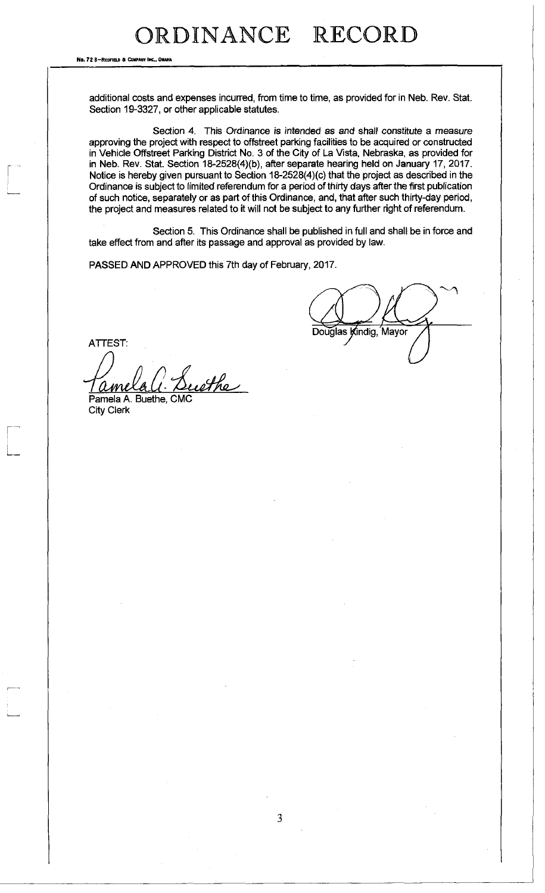additional costs and expenses incurred, from time to time, as provided for in Neb. Rev. Stat. Section 19-3327, or other applicable statutes.

Section 4. This Ordinance is intended as and shall constitute a measure approving the project with respect to offstreet parking facilities to be acquired or constructed in Vehicle Offstreet Parking District No. 3 of the City of La Vista, Nebraska, as provided for in Neb. Rev. Stat. Section 18-2528(4)(b), after separate hearing held on January 17, 2017. Notice is hereby given pursuant to Section 18-2528(4)(c) that the project as described in the Ordinance is subject to limited referendum for a period of thirty days after the first publication of such notice, separately or as part of this Ordinance, and, that after such thirty-day period, the project and measures related to it will not be subject to any further right of referendum.

Section 5. This Ordinance shall be published in full and shall be in force and take effect from and after its passage and approval as provided by law.

PASSED AND APPROVED this 7th day of February, 2017.

Douglas Kindig, Mayor

ATTEST:

Pamela A. Buethe, CMC
City Clerk